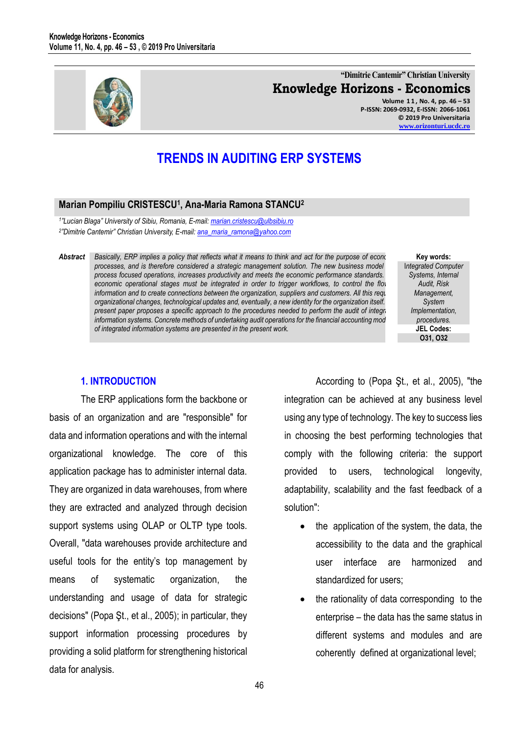"Dimitrie Cantemir" Christian University

**Knowledge Horizons - Economics**

Volume 11, No. 4, pp. 46 – 53
P-ISSN: 2069-0932, E-ISSN: 2066-1061
© 2019 Pro Universitaria
www.orizonturi.ucdc.ro

# TRENDS IN AUDITING ERP SYSTEMS

**Marian Pompiliu CRISTESCU[1], Ana-Maria Ramona STANCU[2]**

*[1]"Lucian Blaga" University of Sibiu, Romania, E-mail: marian.cristescu@ulbsibiu.ro*
*[2]"Dimitrie Cantemir" Christian University, E-mail: ana_maria_ramona@yahoo.com*

***Abstract*** *Basically, ERP implies a policy that reflects what it means to think and act for the purpose of econ processes, and is therefore considered a strategic management solution. The new business model process focused operations, increases productivity and meets the economic performance standards. economic operational stages must be integrated in order to trigger workflows, to control the flo information and to create connections between the organization, suppliers and customers. All this requ organizational changes, technological updates and, eventually, a new identity for the organization itself. present paper proposes a specific approach to the procedures needed to perform the audit of integr information systems. Concrete methods of undertaking audit operations for the financial accounting mod of integrated information systems are presented in the present work.*

**Key words:** *Integrated Computer Systems, Internal Audit, Risk Management, System Implementation, procedures.*

**JEL Codes:** O31, O32

## 1. INTRODUCTION

The ERP applications form the backbone or basis of an organization and are "responsible" for data and information operations and with the internal organizational knowledge. The core of this application package has to administer internal data. They are organized in data warehouses, from where they are extracted and analyzed through decision support systems using OLAP or OLTP type tools. Overall, "data warehouses provide architecture and useful tools for the entity's top management by means of systematic organization, the understanding and usage of data for strategic decisions" (Popa Şt., et al., 2005); in particular, they support information processing procedures by providing a solid platform for strengthening historical data for analysis.

According to (Popa Şt., et al., 2005), "the integration can be achieved at any business level using any type of technology. The key to success lies in choosing the best performing technologies that comply with the following criteria: the support provided to users, technological longevity, adaptability, scalability and the fast feedback of a solution":

- the application of the system, the data, the accessibility to the data and the graphical user interface are harmonized and standardized for users;
- the rationality of data corresponding to the enterprise – the data has the same status in different systems and modules and are coherently defined at organizational level;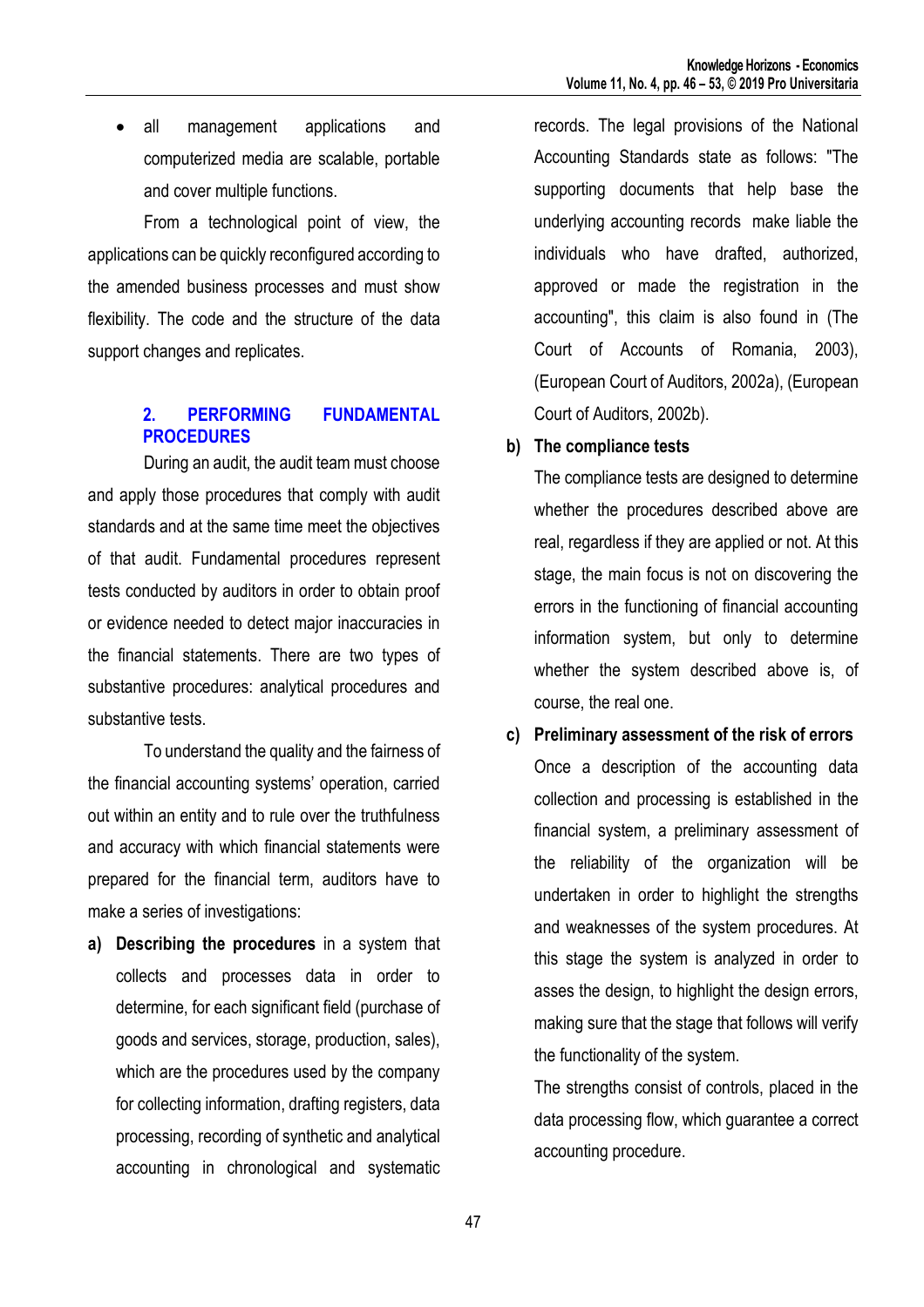- all management applications and computerized media are scalable, portable and cover multiple functions.

From a technological point of view, the applications can be quickly reconfigured according to the amended business processes and must show flexibility. The code and the structure of the data support changes and replicates.

## 2. PERFORMING FUNDAMENTAL PROCEDURES

During an audit, the audit team must choose and apply those procedures that comply with audit standards and at the same time meet the objectives of that audit. Fundamental procedures represent tests conducted by auditors in order to obtain proof or evidence needed to detect major inaccuracies in the financial statements. There are two types of substantive procedures: analytical procedures and substantive tests.

To understand the quality and the fairness of the financial accounting systems' operation, carried out within an entity and to rule over the truthfulness and accuracy with which financial statements were prepared for the financial term, auditors have to make a series of investigations:

**a) Describing the procedures** in a system that collects and processes data in order to determine, for each significant field (purchase of goods and services, storage, production, sales), which are the procedures used by the company for collecting information, drafting registers, data processing, recording of synthetic and analytical accounting in chronological and systematic records. The legal provisions of the National Accounting Standards state as follows: "The supporting documents that help base the underlying accounting records make liable the individuals who have drafted, authorized, approved or made the registration in the accounting", this claim is also found in (The Court of Accounts of Romania, 2003), (European Court of Auditors, 2002a), (European Court of Auditors, 2002b).

**b) The compliance tests**

The compliance tests are designed to determine whether the procedures described above are real, regardless if they are applied or not. At this stage, the main focus is not on discovering the errors in the functioning of financial accounting information system, but only to determine whether the system described above is, of course, the real one.

**c) Preliminary assessment of the risk of errors**

Once a description of the accounting data collection and processing is established in the financial system, a preliminary assessment of the reliability of the organization will be undertaken in order to highlight the strengths and weaknesses of the system procedures. At this stage the system is analyzed in order to asses the design, to highlight the design errors, making sure that the stage that follows will verify the functionality of the system.

The strengths consist of controls, placed in the data processing flow, which guarantee a correct accounting procedure.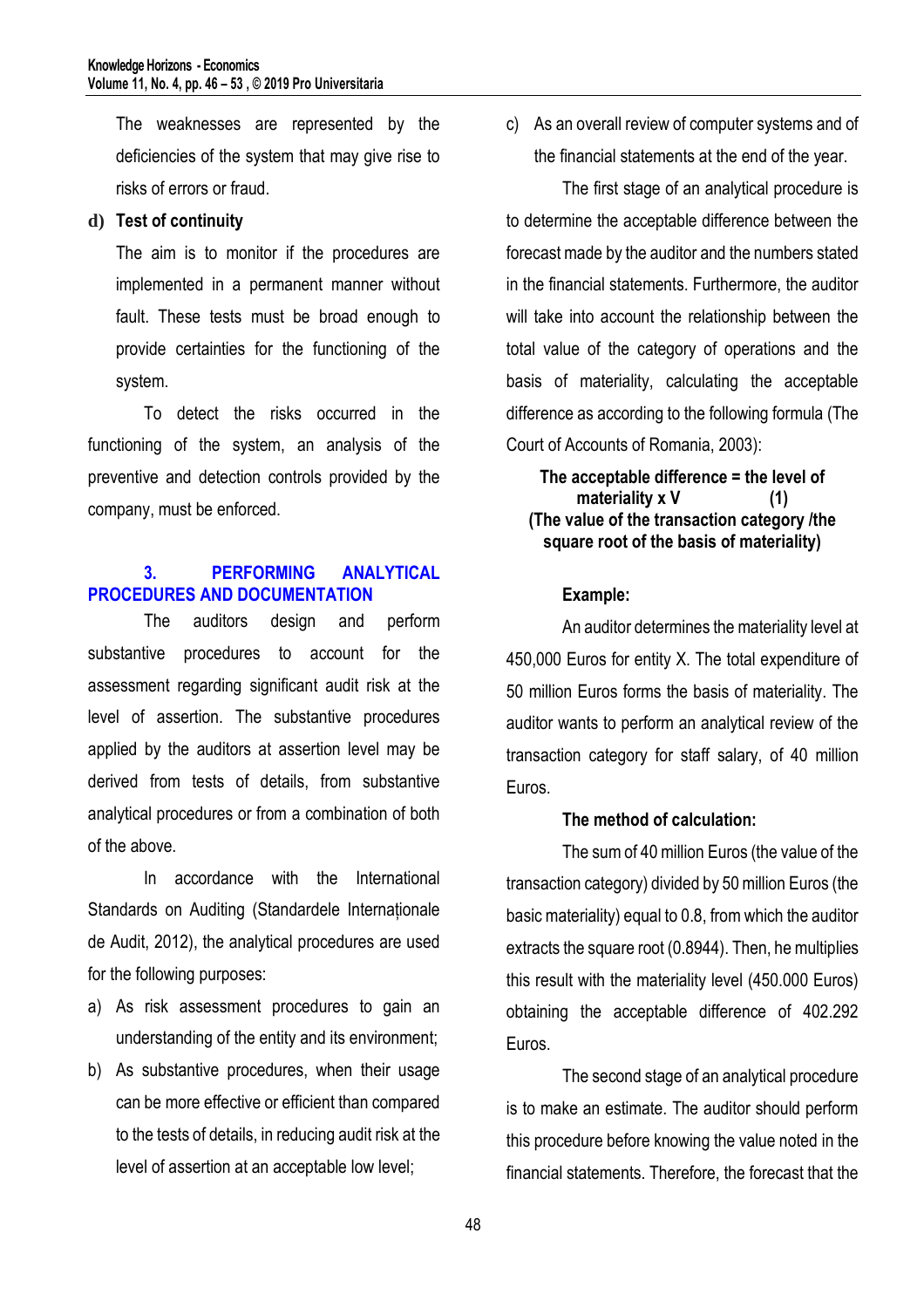The weaknesses are represented by the deficiencies of the system that may give rise to risks of errors or fraud.

**d) Test of continuity**

The aim is to monitor if the procedures are implemented in a permanent manner without fault. These tests must be broad enough to provide certainties for the functioning of the system.

To detect the risks occurred in the functioning of the system, an analysis of the preventive and detection controls provided by the company, must be enforced.

## 3. PERFORMING ANALYTICAL PROCEDURES AND DOCUMENTATION

The auditors design and perform substantive procedures to account for the assessment regarding significant audit risk at the level of assertion. The substantive procedures applied by the auditors at assertion level may be derived from tests of details, from substantive analytical procedures or from a combination of both of the above.

In accordance with the International Standards on Auditing (Standardele Internaționale de Audit, 2012), the analytical procedures are used for the following purposes:

a) As risk assessment procedures to gain an understanding of the entity and its environment;
b) As substantive procedures, when their usage can be more effective or efficient than compared to the tests of details, in reducing audit risk at the level of assertion at an acceptable low level;
c) As an overall review of computer systems and of the financial statements at the end of the year.

The first stage of an analytical procedure is to determine the acceptable difference between the forecast made by the auditor and the numbers stated in the financial statements. Furthermore, the auditor will take into account the relationship between the total value of the category of operations and the basis of materiality, calculating the acceptable difference as according to the following formula (The Court of Accounts of Romania, 2003):

**The acceptable difference = the level of materiality x V (The value of the transaction category /the square root of the basis of materiality)** **(1)**

**Example:**

An auditor determines the materiality level at 450,000 Euros for entity X. The total expenditure of 50 million Euros forms the basis of materiality. The auditor wants to perform an analytical review of the transaction category for staff salary, of 40 million Euros.

**The method of calculation:**

The sum of 40 million Euros (the value of the transaction category) divided by 50 million Euros (the basic materiality) equal to 0.8, from which the auditor extracts the square root (0.8944). Then, he multiplies this result with the materiality level (450.000 Euros) obtaining the acceptable difference of 402.292 Euros.

The second stage of an analytical procedure is to make an estimate. The auditor should perform this procedure before knowing the value noted in the financial statements. Therefore, the forecast that the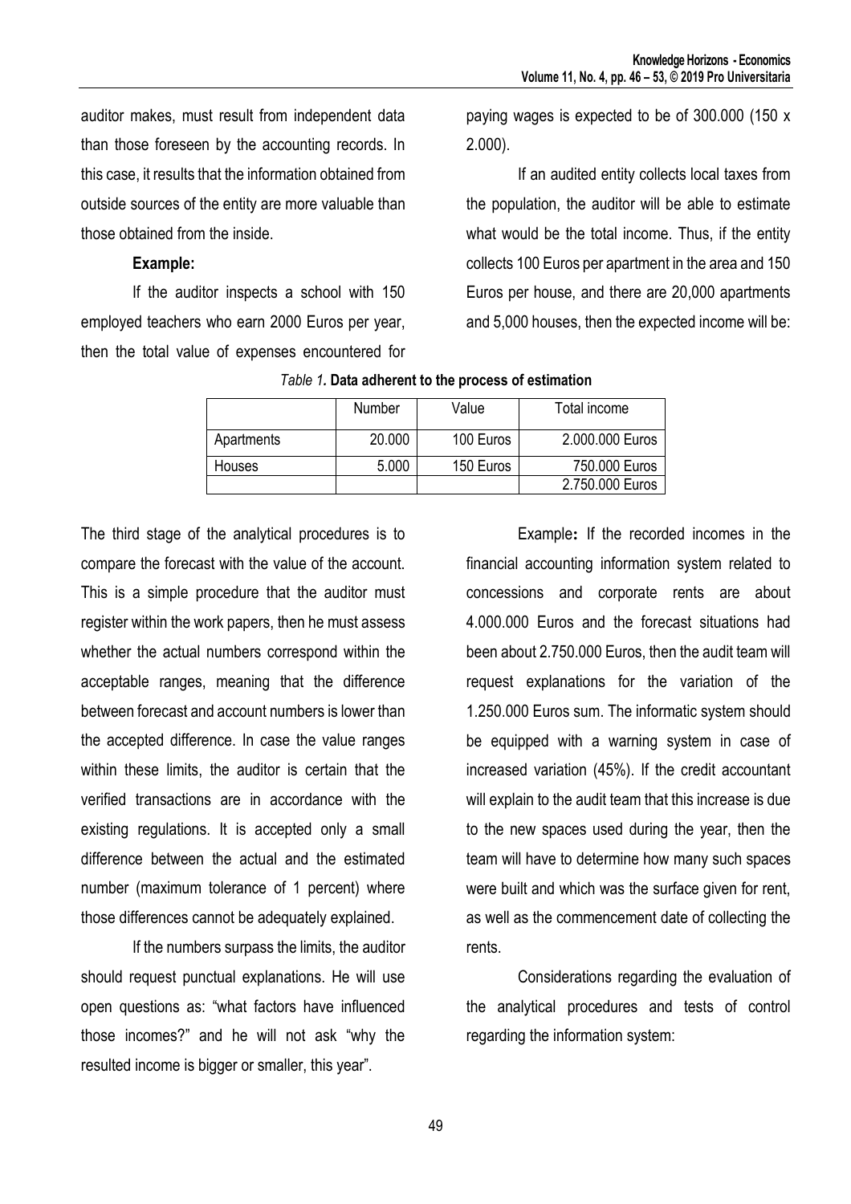auditor makes, must result from independent data than those foreseen by the accounting records. In this case, it results that the information obtained from outside sources of the entity are more valuable than those obtained from the inside.

**Example:**

If the auditor inspects a school with 150 employed teachers who earn 2000 Euros per year, then the total value of expenses encountered for paying wages is expected to be of 300.000 (150 x 2.000).

If an audited entity collects local taxes from the population, the auditor will be able to estimate what would be the total income. Thus, if the entity collects 100 Euros per apartment in the area and 150 Euros per house, and there are 20,000 apartments and 5,000 houses, then the expected income will be:

*Table 1.* **Data adherent to the process of estimation**

| | Number | Value | Total income |
|---|---|---|---|
| Apartments | 20.000 | 100 Euros | 2.000.000 Euros |
| Houses | 5.000 | 150 Euros | 750.000 Euros |
| | | | 2.750.000 Euros |

The third stage of the analytical procedures is to compare the forecast with the value of the account. This is a simple procedure that the auditor must register within the work papers, then he must assess whether the actual numbers correspond within the acceptable ranges, meaning that the difference between forecast and account numbers is lower than the accepted difference. In case the value ranges within these limits, the auditor is certain that the verified transactions are in accordance with the existing regulations. It is accepted only a small difference between the actual and the estimated number (maximum tolerance of 1 percent) where those differences cannot be adequately explained.

If the numbers surpass the limits, the auditor should request punctual explanations. He will use open questions as: "what factors have influenced those incomes?" and he will not ask "why the resulted income is bigger or smaller, this year".

Example**:** If the recorded incomes in the financial accounting information system related to concessions and corporate rents are about 4.000.000 Euros and the forecast situations had been about 2.750.000 Euros, then the audit team will request explanations for the variation of the 1.250.000 Euros sum. The informatic system should be equipped with a warning system in case of increased variation (45%). If the credit accountant will explain to the audit team that this increase is due to the new spaces used during the year, then the team will have to determine how many such spaces were built and which was the surface given for rent, as well as the commencement date of collecting the rents.

Considerations regarding the evaluation of the analytical procedures and tests of control regarding the information system: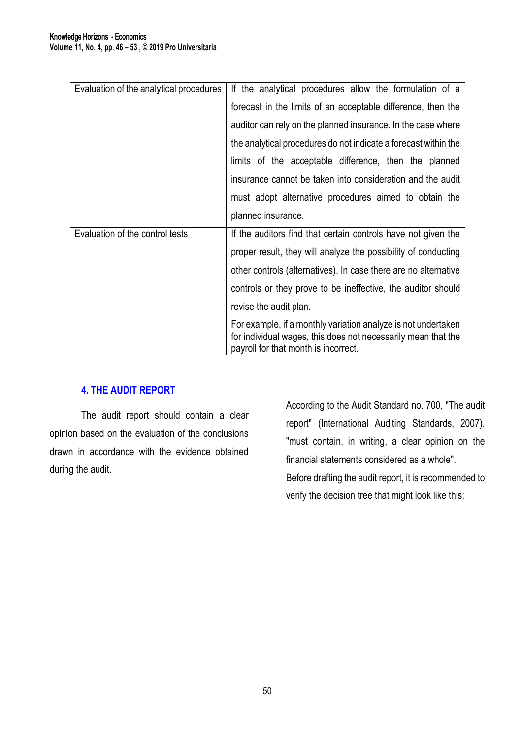| | |
|---|---|
| Evaluation of the analytical procedures | If the analytical procedures allow the formulation of a forecast in the limits of an acceptable difference, then the auditor can rely on the planned insurance. In the case where the analytical procedures do not indicate a forecast within the limits of the acceptable difference, then the planned insurance cannot be taken into consideration and the audit must adopt alternative procedures aimed to obtain the planned insurance. |
| Evaluation of the control tests | If the auditors find that certain controls have not given the proper result, they will analyze the possibility of conducting other controls (alternatives). In case there are no alternative controls or they prove to be ineffective, the auditor should revise the audit plan.<br>For example, if a monthly variation analyze is not undertaken for individual wages, this does not necessarily mean that the payroll for that month is incorrect. |

## 4. THE AUDIT REPORT

The audit report should contain a clear opinion based on the evaluation of the conclusions drawn in accordance with the evidence obtained during the audit.

According to the Audit Standard no. 700, "The audit report" (International Auditing Standards, 2007), "must contain, in writing, a clear opinion on the financial statements considered as a whole".

Before drafting the audit report, it is recommended to verify the decision tree that might look like this: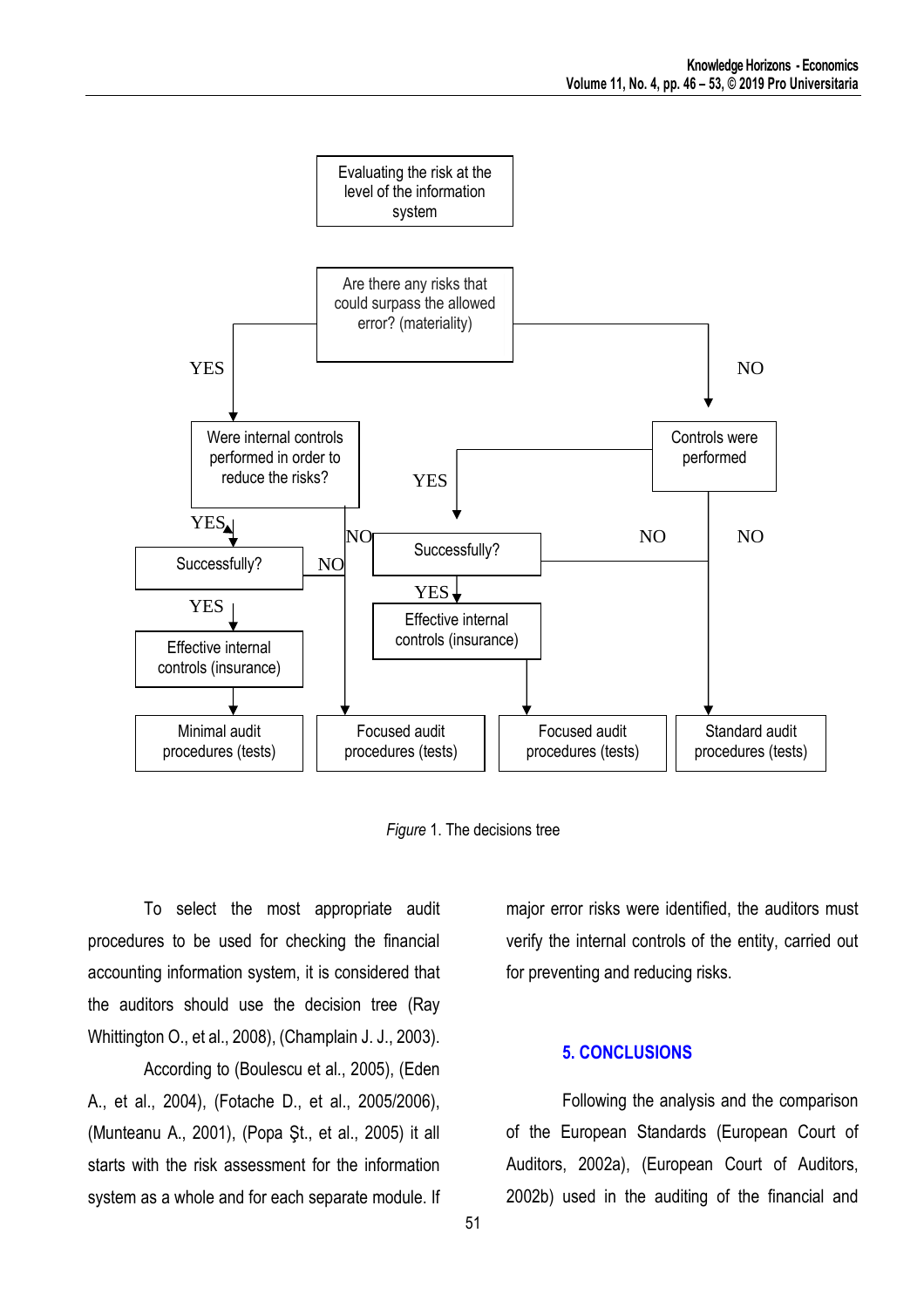Evaluating the risk at the level of the information system

Are there any risks that could surpass the allowed error? (materiality)

YES

NO

Were internal controls performed in order to reduce the risks?

Controls were performed

YES

YES

NO

NO

NO

Successfully?

NO

Successfully?

YES

YES

Effective internal controls (insurance)

Effective internal controls (insurance)

Minimal audit procedures (tests)

Focused audit procedures (tests)

Focused audit procedures (tests)

Standard audit procedures (tests)

*Figure* 1. The decisions tree

To select the most appropriate audit procedures to be used for checking the financial accounting information system, it is considered that the auditors should use the decision tree (Ray Whittington O., et al., 2008), (Champlain J. J., 2003).

According to (Boulescu et al., 2005), (Eden A., et al., 2004), (Fotache D., et al., 2005/2006), (Munteanu A., 2001), (Popa Şt., et al., 2005) it all starts with the risk assessment for the information system as a whole and for each separate module. If major error risks were identified, the auditors must verify the internal controls of the entity, carried out for preventing and reducing risks.

## 5. CONCLUSIONS

Following the analysis and the comparison of the European Standards (European Court of Auditors, 2002a), (European Court of Auditors, 2002b) used in the auditing of the financial and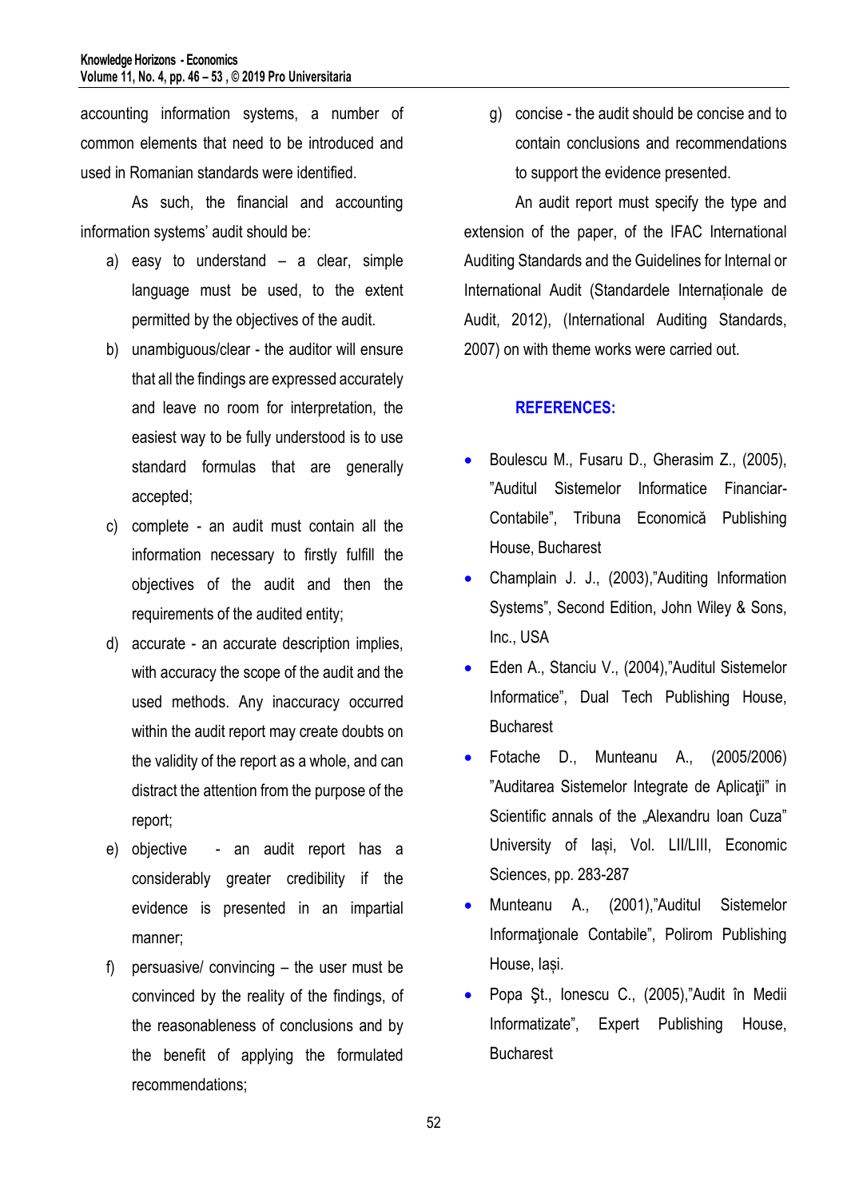accounting information systems, a number of common elements that need to be introduced and used in Romanian standards were identified.

As such, the financial and accounting information systems' audit should be:

a) easy to understand – a clear, simple language must be used, to the extent permitted by the objectives of the audit.
b) unambiguous/clear - the auditor will ensure that all the findings are expressed accurately and leave no room for interpretation, the easiest way to be fully understood is to use standard formulas that are generally accepted;
c) complete - an audit must contain all the information necessary to firstly fulfill the objectives of the audit and then the requirements of the audited entity;
d) accurate - an accurate description implies, with accuracy the scope of the audit and the used methods. Any inaccuracy occurred within the audit report may create doubts on the validity of the report as a whole, and can distract the attention from the purpose of the report;
e) objective - an audit report has a considerably greater credibility if the evidence is presented in an impartial manner;
f) persuasive/ convincing – the user must be convinced by the reality of the findings, of the reasonableness of conclusions and by the benefit of applying the formulated recommendations;
g) concise - the audit should be concise and to contain conclusions and recommendations to support the evidence presented.

An audit report must specify the type and extension of the paper, of the IFAC International Auditing Standards and the Guidelines for Internal or International Audit (Standardele Internaționale de Audit, 2012), (International Auditing Standards, 2007) on with theme works were carried out.

## REFERENCES:

- Boulescu M., Fusaru D., Gherasim Z., (2005), "Auditul Sistemelor Informatice Financiar-Contabile", Tribuna Economică Publishing House, Bucharest
- Champlain J. J., (2003),"Auditing Information Systems", Second Edition, John Wiley & Sons, Inc., USA
- Eden A., Stanciu V., (2004),"Auditul Sistemelor Informatice", Dual Tech Publishing House, Bucharest
- Fotache D., Munteanu A., (2005/2006) "Auditarea Sistemelor Integrate de Aplicaţii" in Scientific annals of the „Alexandru Ioan Cuza" University of Iași, Vol. LII/LIII, Economic Sciences, pp. 283-287
- Munteanu A., (2001),"Auditul Sistemelor Informaţionale Contabile", Polirom Publishing House, Iași.
- Popa Şt., Ionescu C., (2005),"Audit în Medii Informatizate", Expert Publishing House, Bucharest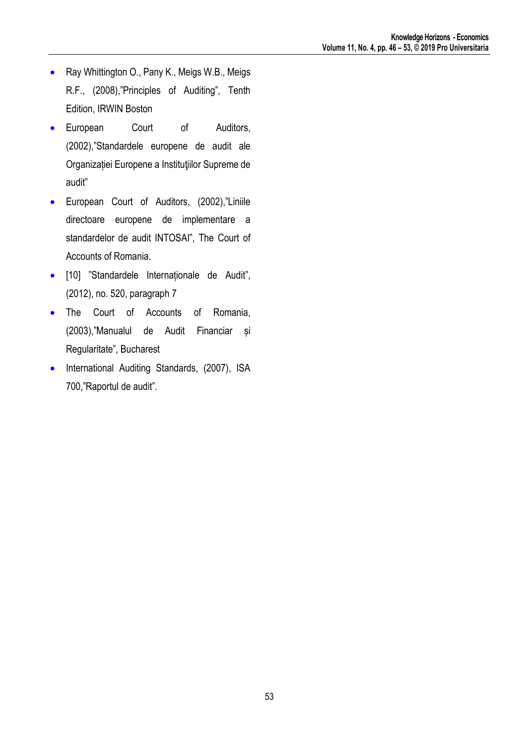- Ray Whittington O., Pany K., Meigs W.B., Meigs R.F., (2008),"Principles of Auditing", Tenth Edition, IRWIN Boston
- European Court of Auditors, (2002),"Standardele europene de audit ale Organizației Europene a Instituţiilor Supreme de audit"
- European Court of Auditors, (2002),"Liniile directoare europene de implementare a standardelor de audit INTOSAI", The Court of Accounts of Romania.
- [10] "Standardele Internaționale de Audit", (2012), no. 520, paragraph 7
- The Court of Accounts of Romania, (2003),"Manualul de Audit Financiar și Regularitate", Bucharest
- International Auditing Standards, (2007), ISA 700,"Raportul de audit".